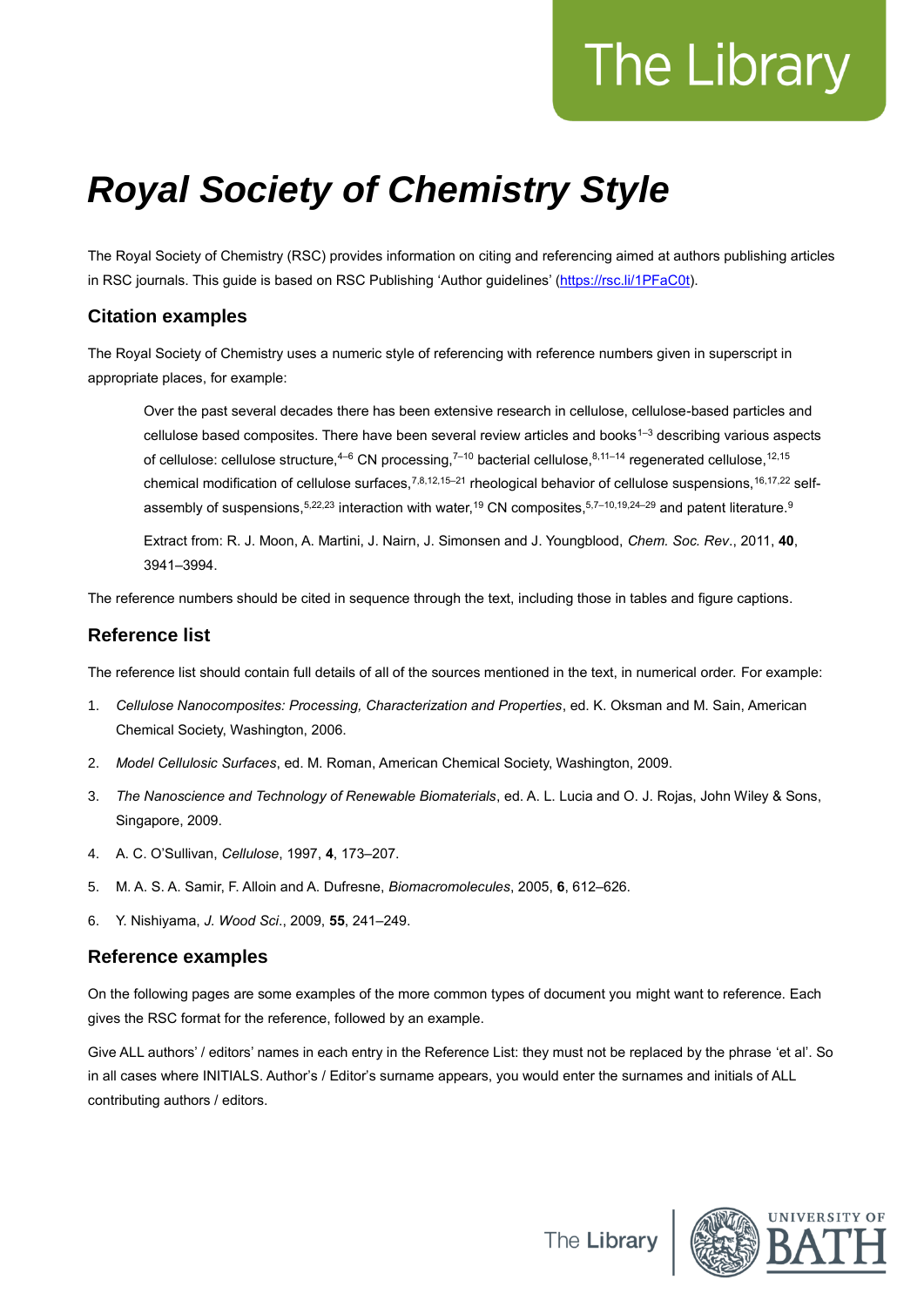# *Royal Society of Chemistry Style*

The Royal Society of Chemistry (RSC) provides information on citing and referencing aimed at authors publishing articles in RSC journals. This guide is based on RSC Publishing 'Author guidelines' (https://rsc.li/1PFaC0t).

## Citation examples

The Royal Society of Chemistry uses a numeric style of referencing with reference numbers given in superscript in appropriate places, for example:

> Over the past several decades there has been extensive research in cellulose, cellulose-based particles and cellulose based composites. There have been several review articles and books[1–3] describing various aspects of cellulose: cellulose structure,[4–6] CN processing,[7–10] bacterial cellulose,[8,11–14] regenerated cellulose,[12,15] chemical modification of cellulose surfaces,[7,8,12,15–21] rheological behavior of cellulose suspensions,[16,17,22] self-assembly of suspensions,[5,22,23] interaction with water,[19] CN composites,[5,7–10,19,24–29] and patent literature.[9]
>
> Extract from: R. J. Moon, A. Martini, J. Nairn, J. Simonsen and J. Youngblood, *Chem. Soc. Rev*., 2011, **40**, 3941–3994.

The reference numbers should be cited in sequence through the text, including those in tables and figure captions.

## Reference list

The reference list should contain full details of all of the sources mentioned in the text, in numerical order. For example:

1. *Cellulose Nanocomposites: Processing, Characterization and Properties*, ed. K. Oksman and M. Sain, American Chemical Society, Washington, 2006.
2. *Model Cellulosic Surfaces*, ed. M. Roman, American Chemical Society, Washington, 2009.
3. *The Nanoscience and Technology of Renewable Biomaterials*, ed. A. L. Lucia and O. J. Rojas, John Wiley & Sons, Singapore, 2009.
4. A. C. O'Sullivan, *Cellulose*, 1997, **4**, 173–207.
5. M. A. S. A. Samir, F. Alloin and A. Dufresne, *Biomacromolecules*, 2005, **6**, 612–626.
6. Y. Nishiyama, *J. Wood Sci*., 2009, **55**, 241–249.

## Reference examples

On the following pages are some examples of the more common types of document you might want to reference. Each gives the RSC format for the reference, followed by an example.

Give ALL authors' / editors' names in each entry in the Reference List: they must not be replaced by the phrase 'et al'. So in all cases where INITIALS. Author's / Editor's surname appears, you would enter the surnames and initials of ALL contributing authors / editors.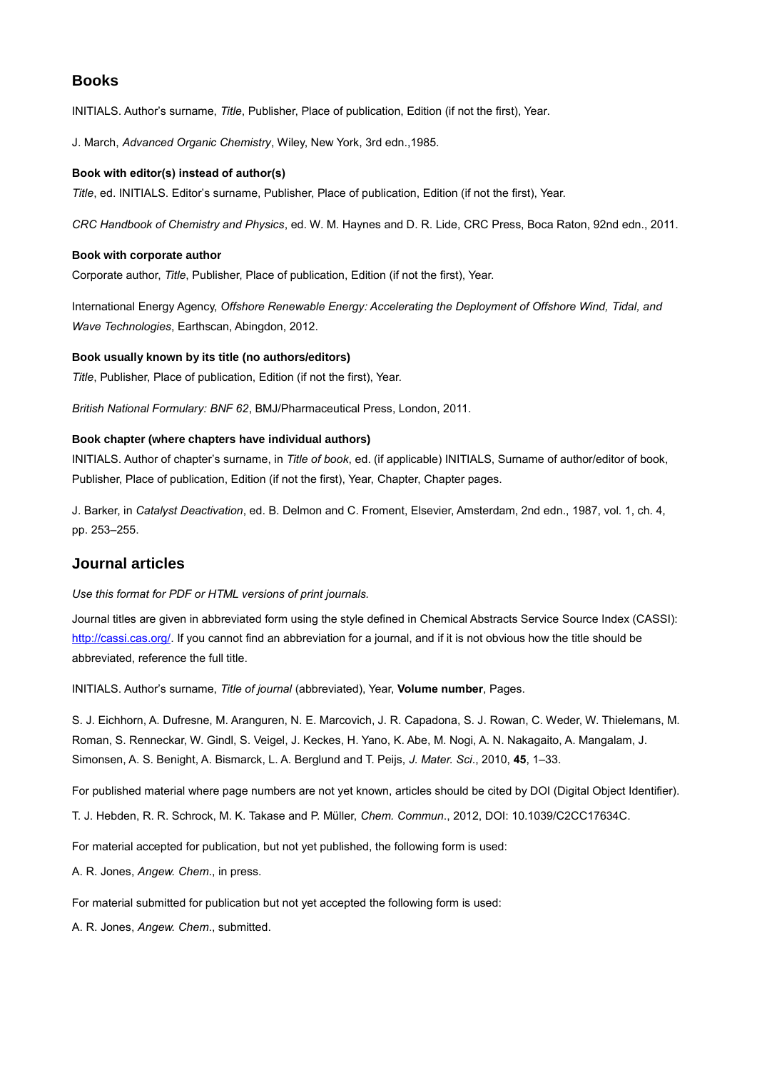## Books

INITIALS. Author's surname, *Title*, Publisher, Place of publication, Edition (if not the first), Year.

J. March, *Advanced Organic Chemistry*, Wiley, New York, 3rd edn.,1985.

#### Book with editor(s) instead of author(s)

*Title*, ed. INITIALS. Editor's surname, Publisher, Place of publication, Edition (if not the first), Year.

*CRC Handbook of Chemistry and Physics*, ed. W. M. Haynes and D. R. Lide, CRC Press, Boca Raton, 92nd edn., 2011.

#### Book with corporate author

Corporate author, *Title*, Publisher, Place of publication, Edition (if not the first), Year.

International Energy Agency, *Offshore Renewable Energy: Accelerating the Deployment of Offshore Wind, Tidal, and Wave Technologies*, Earthscan, Abingdon, 2012.

#### Book usually known by its title (no authors/editors)

*Title*, Publisher, Place of publication, Edition (if not the first), Year.

*British National Formulary: BNF 62*, BMJ/Pharmaceutical Press, London, 2011.

#### Book chapter (where chapters have individual authors)

INITIALS. Author of chapter's surname, in *Title of book*, ed. (if applicable) INITIALS, Surname of author/editor of book, Publisher, Place of publication, Edition (if not the first), Year, Chapter, Chapter pages.

J. Barker, in *Catalyst Deactivation*, ed. B. Delmon and C. Froment, Elsevier, Amsterdam, 2nd edn., 1987, vol. 1, ch. 4, pp. 253–255.

## Journal articles

*Use this format for PDF or HTML versions of print journals.*

Journal titles are given in abbreviated form using the style defined in Chemical Abstracts Service Source Index (CASSI): http://cassi.cas.org/. If you cannot find an abbreviation for a journal, and if it is not obvious how the title should be abbreviated, reference the full title.

INITIALS. Author's surname, *Title of journal* (abbreviated), Year, **Volume number**, Pages.

S. J. Eichhorn, A. Dufresne, M. Aranguren, N. E. Marcovich, J. R. Capadona, S. J. Rowan, C. Weder, W. Thielemans, M. Roman, S. Renneckar, W. Gindl, S. Veigel, J. Keckes, H. Yano, K. Abe, M. Nogi, A. N. Nakagaito, A. Mangalam, J. Simonsen, A. S. Benight, A. Bismarck, L. A. Berglund and T. Peijs, *J. Mater. Sci*., 2010, **45**, 1–33.

For published material where page numbers are not yet known, articles should be cited by DOI (Digital Object Identifier).

T. J. Hebden, R. R. Schrock, M. K. Takase and P. Müller, *Chem. Commun*., 2012, DOI: 10.1039/C2CC17634C.

For material accepted for publication, but not yet published, the following form is used:

A. R. Jones, *Angew. Chem*., in press.

For material submitted for publication but not yet accepted the following form is used:

A. R. Jones, *Angew. Chem*., submitted.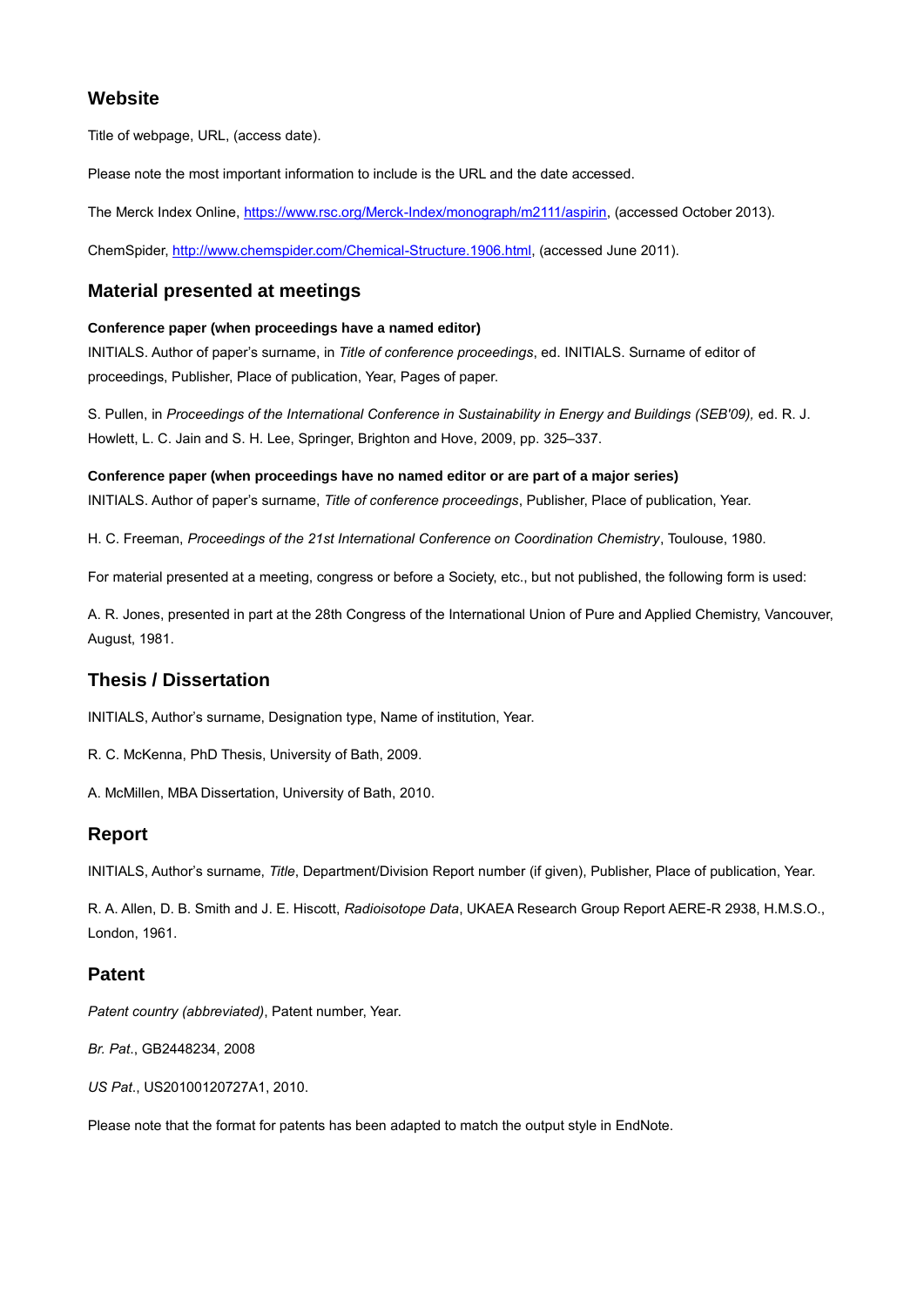## Website

Title of webpage, URL, (access date).

Please note the most important information to include is the URL and the date accessed.

The Merck Index Online, https://www.rsc.org/Merck-Index/monograph/m2111/aspirin, (accessed October 2013).

ChemSpider, http://www.chemspider.com/Chemical-Structure.1906.html, (accessed June 2011).

## Material presented at meetings

**Conference paper (when proceedings have a named editor)**
INITIALS. Author of paper's surname, in *Title of conference proceedings*, ed. INITIALS. Surname of editor of proceedings, Publisher, Place of publication, Year, Pages of paper.

S. Pullen, in *Proceedings of the International Conference in Sustainability in Energy and Buildings (SEB'09),* ed. R. J. Howlett, L. C. Jain and S. H. Lee, Springer, Brighton and Hove, 2009, pp. 325–337.

**Conference paper (when proceedings have no named editor or are part of a major series)**
INITIALS. Author of paper's surname, *Title of conference proceedings*, Publisher, Place of publication, Year.

H. C. Freeman, *Proceedings of the 21st International Conference on Coordination Chemistry*, Toulouse, 1980.

For material presented at a meeting, congress or before a Society, etc., but not published, the following form is used:

A. R. Jones, presented in part at the 28th Congress of the International Union of Pure and Applied Chemistry, Vancouver, August, 1981.

## Thesis / Dissertation

INITIALS, Author's surname, Designation type, Name of institution, Year.

R. C. McKenna, PhD Thesis, University of Bath, 2009.

A. McMillen, MBA Dissertation, University of Bath, 2010.

## Report

INITIALS, Author's surname, *Title*, Department/Division Report number (if given), Publisher, Place of publication, Year.

R. A. Allen, D. B. Smith and J. E. Hiscott, *Radioisotope Data*, UKAEA Research Group Report AERE-R 2938, H.M.S.O., London, 1961.

## Patent

*Patent country (abbreviated)*, Patent number, Year.

*Br. Pat*., GB2448234, 2008

*US Pat*., US20100120727A1, 2010.

Please note that the format for patents has been adapted to match the output style in EndNote.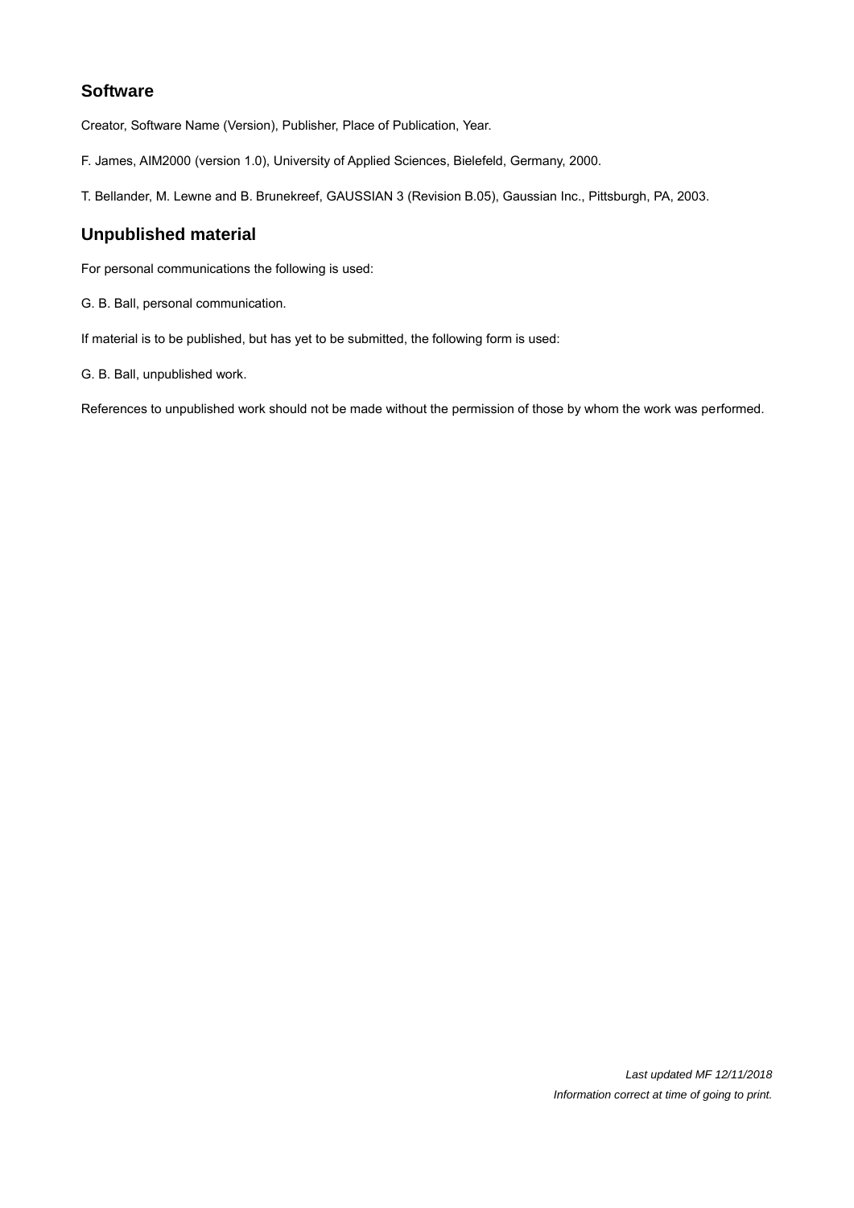## Software

Creator, Software Name (Version), Publisher, Place of Publication, Year.

F. James, AIM2000 (version 1.0), University of Applied Sciences, Bielefeld, Germany, 2000.

T. Bellander, M. Lewne and B. Brunekreef, GAUSSIAN 3 (Revision B.05), Gaussian Inc., Pittsburgh, PA, 2003.

## Unpublished material

For personal communications the following is used:

G. B. Ball, personal communication.

If material is to be published, but has yet to be submitted, the following form is used:

G. B. Ball, unpublished work.

References to unpublished work should not be made without the permission of those by whom the work was performed.

*Last updated MF 12/11/2018*

*Information correct at time of going to print.*